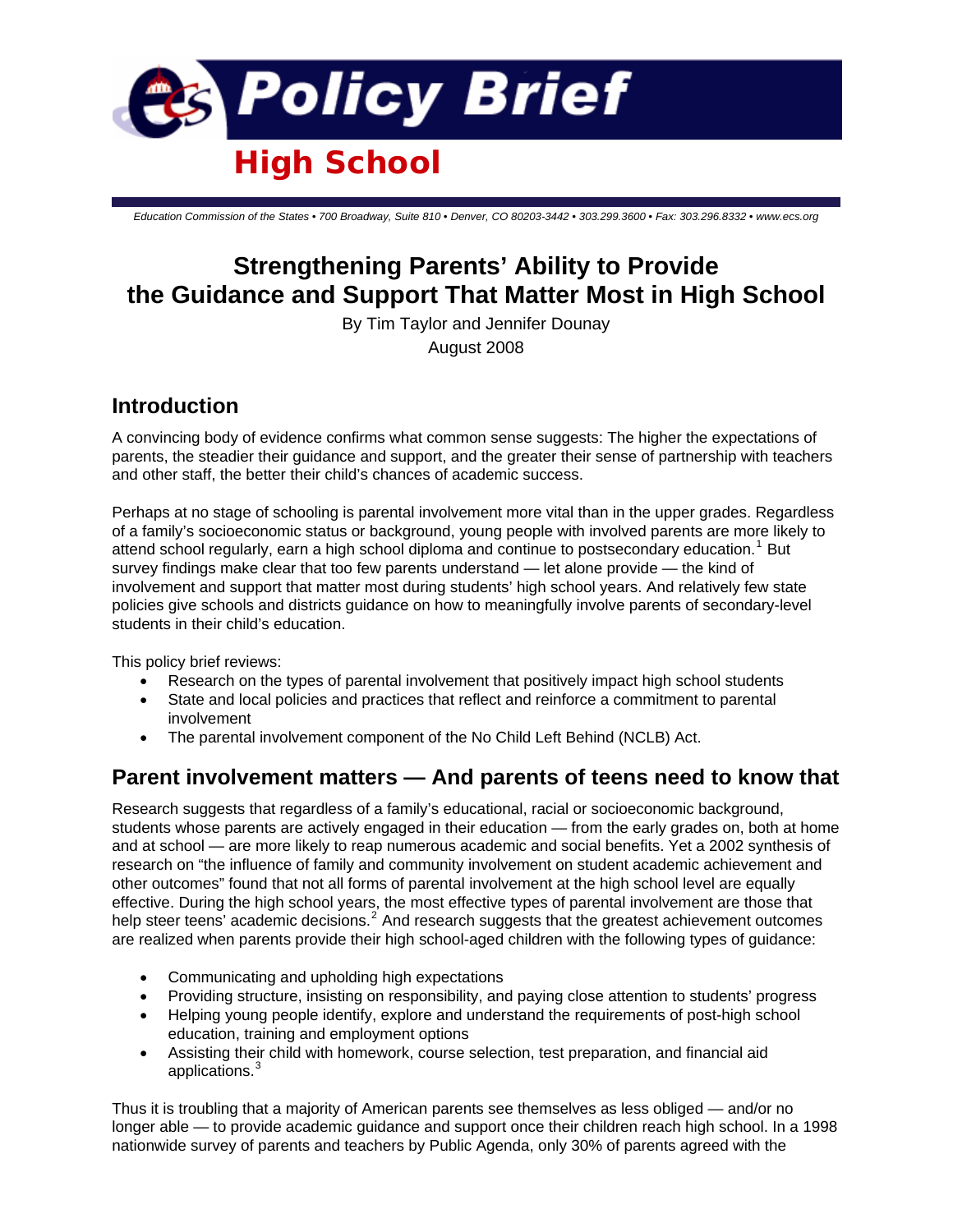# Policy Brief

## High School

Education Commission of the States • 700 Broadway, Suite 810 • Denver, CO 80203-3442 • 303.299.3600 • Fax: 303.296.8332 • www.ecs.org

# Strengthening Parents' Ability to Provide the Guidance and Support That Matter Most in High School

By Tim Taylor and Jennifer Dounay

August 2008

## Introduction

A convincing body of evidence confirms what common sense suggests: The higher the expectations of parents, the steadier their guidance and support, and the greater their sense of partnership with teachers and other staff, the better their child's chances of academic success.

Perhaps at no stage of schooling is parental involvement more vital than in the upper grades. Regardless of a family's socioeconomic status or background, young people with involved parents are more likely to attend school regularly, earn a high school diploma and continue to postsecondary education.[1] But survey findings make clear that too few parents understand — let alone provide — the kind of involvement and support that matter most during students' high school years. And relatively few state policies give schools and districts guidance on how to meaningfully involve parents of secondary-level students in their child's education.

This policy brief reviews:

- Research on the types of parental involvement that positively impact high school students
- State and local policies and practices that reflect and reinforce a commitment to parental involvement
- The parental involvement component of the No Child Left Behind (NCLB) Act.

## Parent involvement matters — And parents of teens need to know that

Research suggests that regardless of a family's educational, racial or socioeconomic background, students whose parents are actively engaged in their education — from the early grades on, both at home and at school — are more likely to reap numerous academic and social benefits. Yet a 2002 synthesis of research on "the influence of family and community involvement on student academic achievement and other outcomes" found that not all forms of parental involvement at the high school level are equally effective. During the high school years, the most effective types of parental involvement are those that help steer teens' academic decisions.[2] And research suggests that the greatest achievement outcomes are realized when parents provide their high school-aged children with the following types of guidance:

- Communicating and upholding high expectations
- Providing structure, insisting on responsibility, and paying close attention to students' progress
- Helping young people identify, explore and understand the requirements of post-high school education, training and employment options
- Assisting their child with homework, course selection, test preparation, and financial aid applications.[3]

Thus it is troubling that a majority of American parents see themselves as less obliged — and/or no longer able — to provide academic guidance and support once their children reach high school. In a 1998 nationwide survey of parents and teachers by Public Agenda, only 30% of parents agreed with the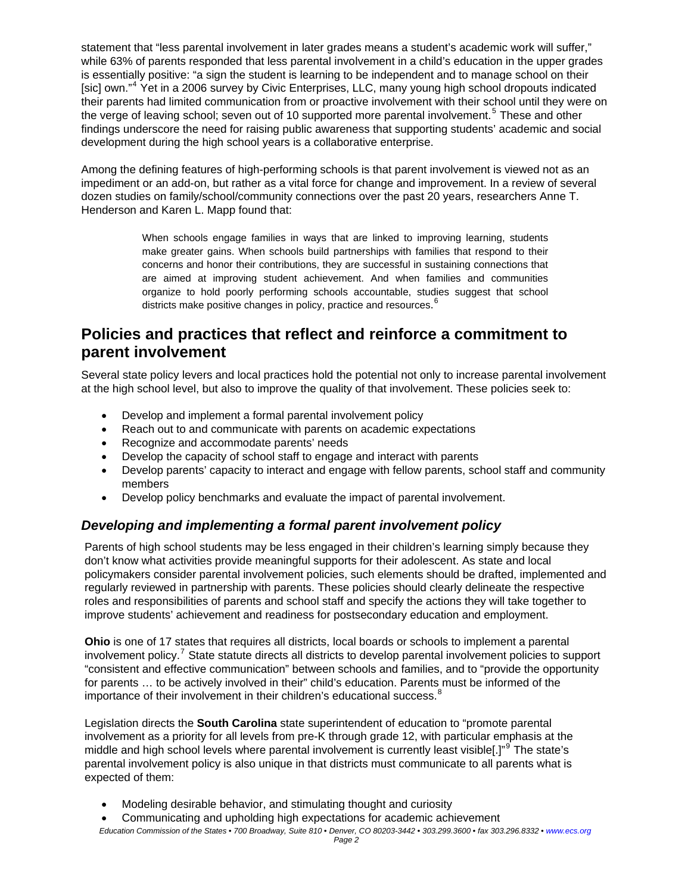statement that "less parental involvement in later grades means a student's academic work will suffer," while 63% of parents responded that less parental involvement in a child's education in the upper grades is essentially positive: "a sign the student is learning to be independent and to manage school on their [sic] own."[4] Yet in a 2006 survey by Civic Enterprises, LLC, many young high school dropouts indicated their parents had limited communication from or proactive involvement with their school until they were on the verge of leaving school; seven out of 10 supported more parental involvement.[5] These and other findings underscore the need for raising public awareness that supporting students' academic and social development during the high school years is a collaborative enterprise.

Among the defining features of high-performing schools is that parent involvement is viewed not as an impediment or an add-on, but rather as a vital force for change and improvement. In a review of several dozen studies on family/school/community connections over the past 20 years, researchers Anne T. Henderson and Karen L. Mapp found that:

> When schools engage families in ways that are linked to improving learning, students make greater gains. When schools build partnerships with families that respond to their concerns and honor their contributions, they are successful in sustaining connections that are aimed at improving student achievement. And when families and communities organize to hold poorly performing schools accountable, studies suggest that school districts make positive changes in policy, practice and resources.[6]

## Policies and practices that reflect and reinforce a commitment to parent involvement

Several state policy levers and local practices hold the potential not only to increase parental involvement at the high school level, but also to improve the quality of that involvement. These policies seek to:

- Develop and implement a formal parental involvement policy
- Reach out to and communicate with parents on academic expectations
- Recognize and accommodate parents' needs
- Develop the capacity of school staff to engage and interact with parents
- Develop parents' capacity to interact and engage with fellow parents, school staff and community members
- Develop policy benchmarks and evaluate the impact of parental involvement.

### *Developing and implementing a formal parent involvement policy*

Parents of high school students may be less engaged in their children's learning simply because they don't know what activities provide meaningful supports for their adolescent. As state and local policymakers consider parental involvement policies, such elements should be drafted, implemented and regularly reviewed in partnership with parents. These policies should clearly delineate the respective roles and responsibilities of parents and school staff and specify the actions they will take together to improve students' achievement and readiness for postsecondary education and employment.

**Ohio** is one of 17 states that requires all districts, local boards or schools to implement a parental involvement policy.[7] State statute directs all districts to develop parental involvement policies to support "consistent and effective communication" between schools and families, and to "provide the opportunity for parents … to be actively involved in their" child's education. Parents must be informed of the importance of their involvement in their children's educational success.[8]

Legislation directs the **South Carolina** state superintendent of education to "promote parental involvement as a priority for all levels from pre-K through grade 12, with particular emphasis at the middle and high school levels where parental involvement is currently least visible[.]"[9] The state's parental involvement policy is also unique in that districts must communicate to all parents what is expected of them:

- Modeling desirable behavior, and stimulating thought and curiosity
- Communicating and upholding high expectations for academic achievement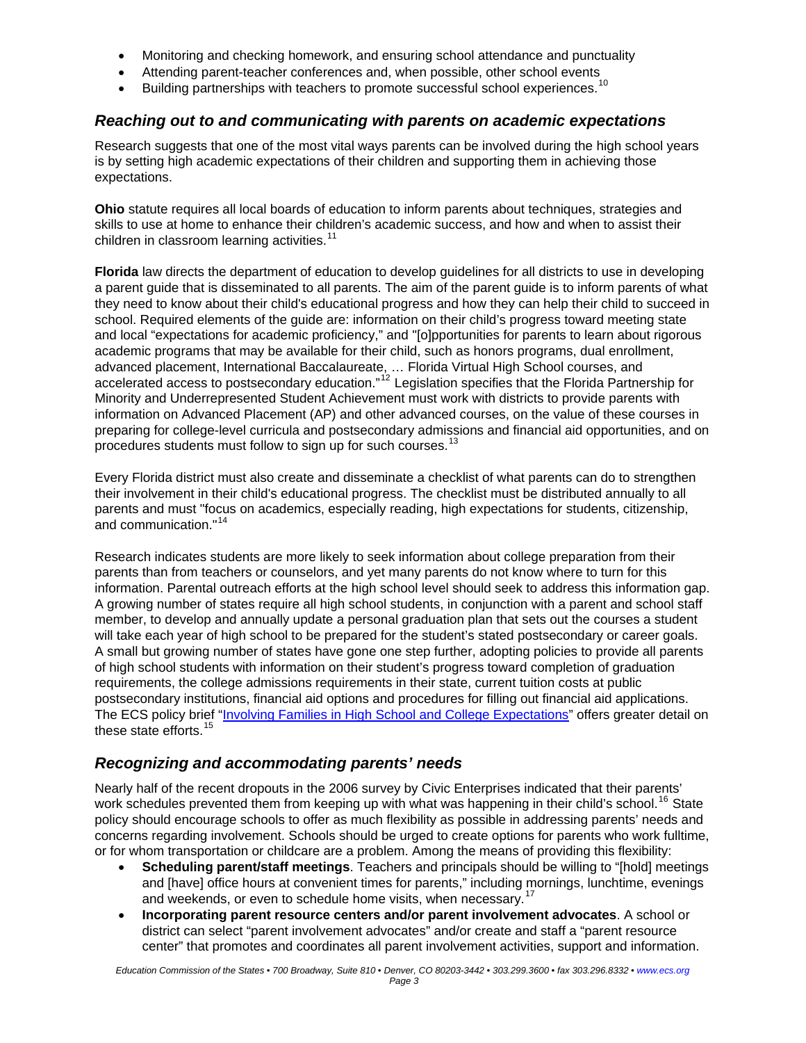- Monitoring and checking homework, and ensuring school attendance and punctuality
- Attending parent-teacher conferences and, when possible, other school events
- Building partnerships with teachers to promote successful school experiences.[10]

## *Reaching out to and communicating with parents on academic expectations*

Research suggests that one of the most vital ways parents can be involved during the high school years is by setting high academic expectations of their children and supporting them in achieving those expectations.

**Ohio** statute requires all local boards of education to inform parents about techniques, strategies and skills to use at home to enhance their children's academic success, and how and when to assist their children in classroom learning activities.[11]

**Florida** law directs the department of education to develop guidelines for all districts to use in developing a parent guide that is disseminated to all parents. The aim of the parent guide is to inform parents of what they need to know about their child's educational progress and how they can help their child to succeed in school. Required elements of the guide are: information on their child's progress toward meeting state and local "expectations for academic proficiency," and "[o]pportunities for parents to learn about rigorous academic programs that may be available for their child, such as honors programs, dual enrollment, advanced placement, International Baccalaureate, … Florida Virtual High School courses, and accelerated access to postsecondary education."[12] Legislation specifies that the Florida Partnership for Minority and Underrepresented Student Achievement must work with districts to provide parents with information on Advanced Placement (AP) and other advanced courses, on the value of these courses in preparing for college-level curricula and postsecondary admissions and financial aid opportunities, and on procedures students must follow to sign up for such courses.[13]

Every Florida district must also create and disseminate a checklist of what parents can do to strengthen their involvement in their child's educational progress. The checklist must be distributed annually to all parents and must "focus on academics, especially reading, high expectations for students, citizenship, and communication."[14]

Research indicates students are more likely to seek information about college preparation from their parents than from teachers or counselors, and yet many parents do not know where to turn for this information. Parental outreach efforts at the high school level should seek to address this information gap. A growing number of states require all high school students, in conjunction with a parent and school staff member, to develop and annually update a personal graduation plan that sets out the courses a student will take each year of high school to be prepared for the student's stated postsecondary or career goals. A small but growing number of states have gone one step further, adopting policies to provide all parents of high school students with information on their student's progress toward completion of graduation requirements, the college admissions requirements in their state, current tuition costs at public postsecondary institutions, financial aid options and procedures for filling out financial aid applications. The ECS policy brief "Involving Families in High School and College Expectations" offers greater detail on these state efforts.[15]

## *Recognizing and accommodating parents' needs*

Nearly half of the recent dropouts in the 2006 survey by Civic Enterprises indicated that their parents' work schedules prevented them from keeping up with what was happening in their child's school.[16] State policy should encourage schools to offer as much flexibility as possible in addressing parents' needs and concerns regarding involvement. Schools should be urged to create options for parents who work fulltime, or for whom transportation or childcare are a problem. Among the means of providing this flexibility:

- **Scheduling parent/staff meetings**. Teachers and principals should be willing to "[hold] meetings and [have] office hours at convenient times for parents," including mornings, lunchtime, evenings and weekends, or even to schedule home visits, when necessary.[17]
- **Incorporating parent resource centers and/or parent involvement advocates**. A school or district can select "parent involvement advocates" and/or create and staff a "parent resource center" that promotes and coordinates all parent involvement activities, support and information.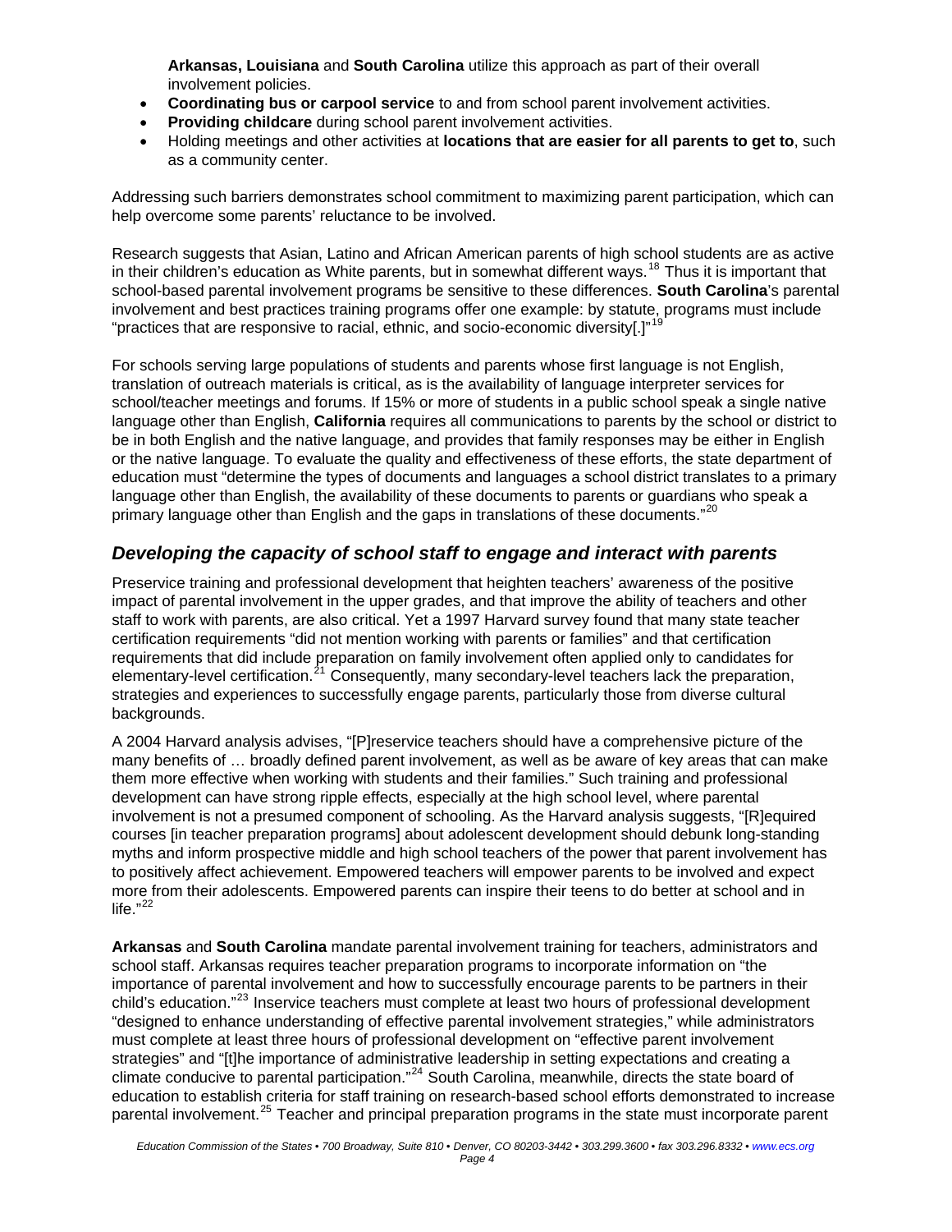**Arkansas, Louisiana** and **South Carolina** utilize this approach as part of their overall involvement policies.

- **Coordinating bus or carpool service** to and from school parent involvement activities.
- **Providing childcare** during school parent involvement activities.
- Holding meetings and other activities at **locations that are easier for all parents to get to**, such as a community center.

Addressing such barriers demonstrates school commitment to maximizing parent participation, which can help overcome some parents' reluctance to be involved.

Research suggests that Asian, Latino and African American parents of high school students are as active in their children's education as White parents, but in somewhat different ways.[18] Thus it is important that school-based parental involvement programs be sensitive to these differences. **South Carolina**'s parental involvement and best practices training programs offer one example: by statute, programs must include "practices that are responsive to racial, ethnic, and socio-economic diversity[.]"[19]

For schools serving large populations of students and parents whose first language is not English, translation of outreach materials is critical, as is the availability of language interpreter services for school/teacher meetings and forums. If 15% or more of students in a public school speak a single native language other than English, **California** requires all communications to parents by the school or district to be in both English and the native language, and provides that family responses may be either in English or the native language. To evaluate the quality and effectiveness of these efforts, the state department of education must "determine the types of documents and languages a school district translates to a primary language other than English, the availability of these documents to parents or guardians who speak a primary language other than English and the gaps in translations of these documents."[20]

### *Developing the capacity of school staff to engage and interact with parents*

Preservice training and professional development that heighten teachers' awareness of the positive impact of parental involvement in the upper grades, and that improve the ability of teachers and other staff to work with parents, are also critical. Yet a 1997 Harvard survey found that many state teacher certification requirements "did not mention working with parents or families" and that certification requirements that did include preparation on family involvement often applied only to candidates for elementary-level certification.[21] Consequently, many secondary-level teachers lack the preparation, strategies and experiences to successfully engage parents, particularly those from diverse cultural backgrounds.

A 2004 Harvard analysis advises, "[P]reservice teachers should have a comprehensive picture of the many benefits of … broadly defined parent involvement, as well as be aware of key areas that can make them more effective when working with students and their families." Such training and professional development can have strong ripple effects, especially at the high school level, where parental involvement is not a presumed component of schooling. As the Harvard analysis suggests, "[R]equired courses [in teacher preparation programs] about adolescent development should debunk long-standing myths and inform prospective middle and high school teachers of the power that parent involvement has to positively affect achievement. Empowered teachers will empower parents to be involved and expect more from their adolescents. Empowered parents can inspire their teens to do better at school and in life."[22]

**Arkansas** and **South Carolina** mandate parental involvement training for teachers, administrators and school staff. Arkansas requires teacher preparation programs to incorporate information on "the importance of parental involvement and how to successfully encourage parents to be partners in their child's education."[23] Inservice teachers must complete at least two hours of professional development "designed to enhance understanding of effective parental involvement strategies," while administrators must complete at least three hours of professional development on "effective parent involvement strategies" and "[t]he importance of administrative leadership in setting expectations and creating a climate conducive to parental participation."[24] South Carolina, meanwhile, directs the state board of education to establish criteria for staff training on research-based school efforts demonstrated to increase parental involvement.[25] Teacher and principal preparation programs in the state must incorporate parent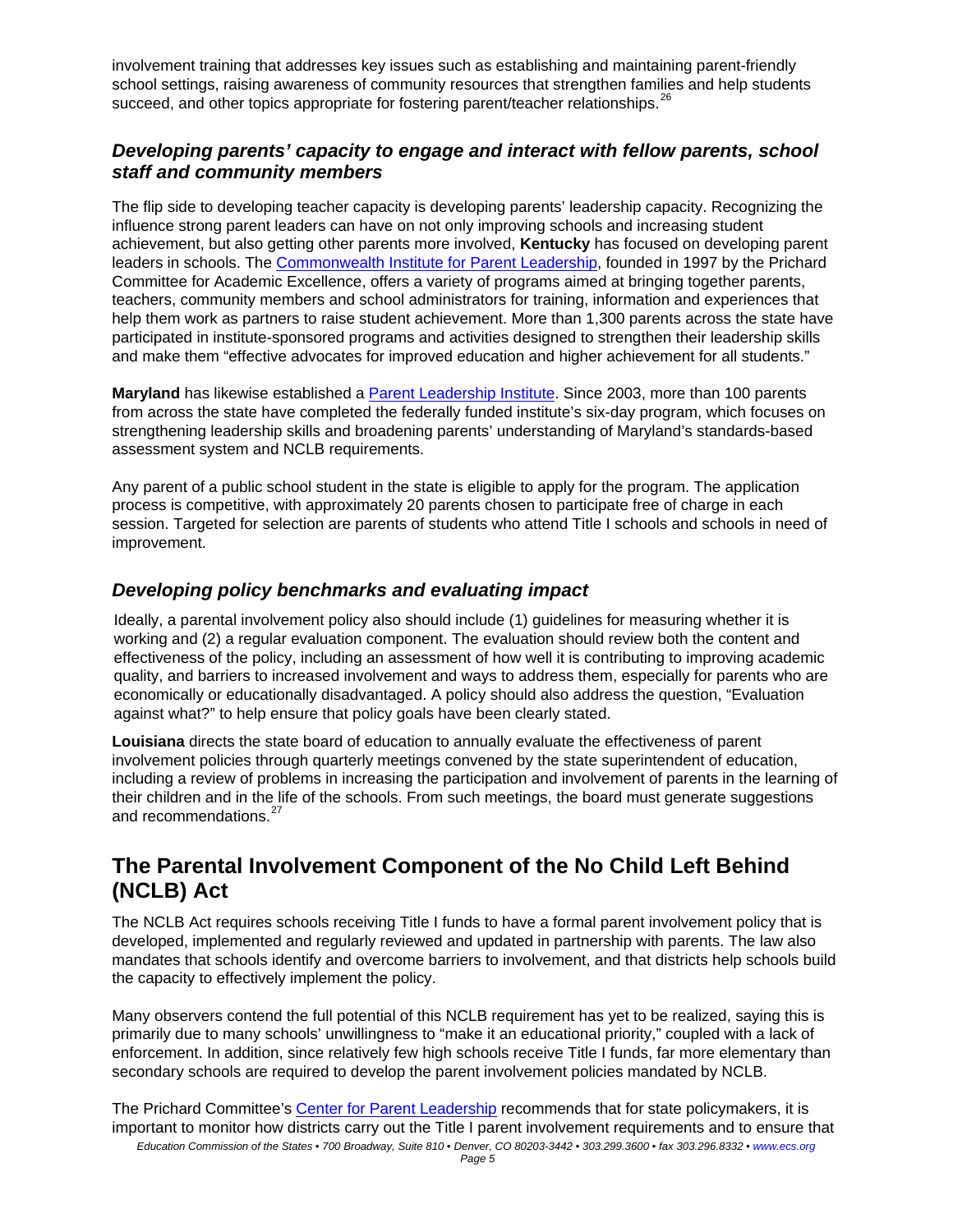involvement training that addresses key issues such as establishing and maintaining parent-friendly school settings, raising awareness of community resources that strengthen families and help students succeed, and other topics appropriate for fostering parent/teacher relationships.[26]

### *Developing parents' capacity to engage and interact with fellow parents, school staff and community members*

The flip side to developing teacher capacity is developing parents' leadership capacity. Recognizing the influence strong parent leaders can have on not only improving schools and increasing student achievement, but also getting other parents more involved, **Kentucky** has focused on developing parent leaders in schools. The Commonwealth Institute for Parent Leadership, founded in 1997 by the Prichard Committee for Academic Excellence, offers a variety of programs aimed at bringing together parents, teachers, community members and school administrators for training, information and experiences that help them work as partners to raise student achievement. More than 1,300 parents across the state have participated in institute-sponsored programs and activities designed to strengthen their leadership skills and make them "effective advocates for improved education and higher achievement for all students."

**Maryland** has likewise established a Parent Leadership Institute. Since 2003, more than 100 parents from across the state have completed the federally funded institute's six-day program, which focuses on strengthening leadership skills and broadening parents' understanding of Maryland's standards-based assessment system and NCLB requirements.

Any parent of a public school student in the state is eligible to apply for the program. The application process is competitive, with approximately 20 parents chosen to participate free of charge in each session. Targeted for selection are parents of students who attend Title I schools and schools in need of improvement.

### *Developing policy benchmarks and evaluating impact*

Ideally, a parental involvement policy also should include (1) guidelines for measuring whether it is working and (2) a regular evaluation component. The evaluation should review both the content and effectiveness of the policy, including an assessment of how well it is contributing to improving academic quality, and barriers to increased involvement and ways to address them, especially for parents who are economically or educationally disadvantaged. A policy should also address the question, "Evaluation against what?" to help ensure that policy goals have been clearly stated.

**Louisiana** directs the state board of education to annually evaluate the effectiveness of parent involvement policies through quarterly meetings convened by the state superintendent of education, including a review of problems in increasing the participation and involvement of parents in the learning of their children and in the life of the schools. From such meetings, the board must generate suggestions and recommendations.[27]

## The Parental Involvement Component of the No Child Left Behind (NCLB) Act

The NCLB Act requires schools receiving Title I funds to have a formal parent involvement policy that is developed, implemented and regularly reviewed and updated in partnership with parents. The law also mandates that schools identify and overcome barriers to involvement, and that districts help schools build the capacity to effectively implement the policy.

Many observers contend the full potential of this NCLB requirement has yet to be realized, saying this is primarily due to many schools' unwillingness to "make it an educational priority," coupled with a lack of enforcement. In addition, since relatively few high schools receive Title I funds, far more elementary than secondary schools are required to develop the parent involvement policies mandated by NCLB.

The Prichard Committee's Center for Parent Leadership recommends that for state policymakers, it is important to monitor how districts carry out the Title I parent involvement requirements and to ensure that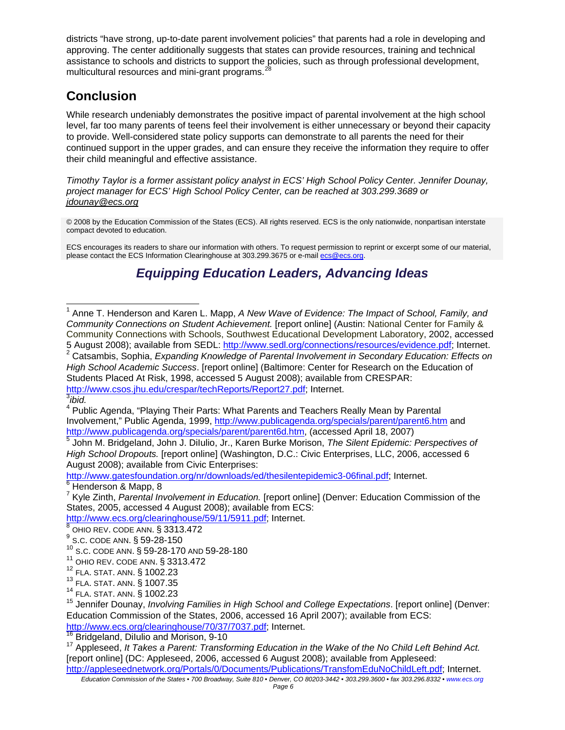districts "have strong, up-to-date parent involvement policies" that parents had a role in developing and approving. The center additionally suggests that states can provide resources, training and technical assistance to schools and districts to support the policies, such as through professional development, multicultural resources and mini-grant programs.[28]

## Conclusion

While research undeniably demonstrates the positive impact of parental involvement at the high school level, far too many parents of teens feel their involvement is either unnecessary or beyond their capacity to provide. Well-considered state policy supports can demonstrate to all parents the need for their continued support in the upper grades, and can ensure they receive the information they require to offer their child meaningful and effective assistance.

*Timothy Taylor is a former assistant policy analyst in ECS' High School Policy Center. Jennifer Dounay, project manager for ECS' High School Policy Center, can be reached at 303.299.3689 or jdounay@ecs.org*

© 2008 by the Education Commission of the States (ECS). All rights reserved. ECS is the only nationwide, nonpartisan interstate compact devoted to education.

ECS encourages its readers to share our information with others. To request permission to reprint or excerpt some of our material, please contact the ECS Information Clearinghouse at 303.299.3675 or e-mail ecs@ecs.org.

***Equipping Education Leaders, Advancing Ideas***

---

[1] Anne T. Henderson and Karen L. Mapp, *A New Wave of Evidence: The Impact of School, Family, and Community Connections on Student Achievement.* [report online] (Austin: National Center for Family & Community Connections with Schools, Southwest Educational Development Laboratory, 2002, accessed 5 August 2008); available from SEDL: http://www.sedl.org/connections/resources/evidence.pdf; Internet.

[2] Catsambis, Sophia, *Expanding Knowledge of Parental Involvement in Secondary Education: Effects on High School Academic Success*. [report online] (Baltimore: Center for Research on the Education of Students Placed At Risk, 1998, accessed 5 August 2008); available from CRESPAR: http://www.csos.jhu.edu/crespar/techReports/Report27.pdf; Internet.

[3] *ibid.*

[4] Public Agenda, "Playing Their Parts: What Parents and Teachers Really Mean by Parental Involvement," Public Agenda, 1999, http://www.publicagenda.org/specials/parent/parent6.htm and http://www.publicagenda.org/specials/parent/parent6d.htm, (accessed April 18, 2007)

[5] John M. Bridgeland, John J. DiIulio, Jr., Karen Burke Morison, *The Silent Epidemic: Perspectives of High School Dropouts.* [report online] (Washington, D.C.: Civic Enterprises, LLC, 2006, accessed 6 August 2008); available from Civic Enterprises: http://www.gatesfoundation.org/nr/downloads/ed/thesilentepidemic3-06final.pdf; Internet.

[6] Henderson & Mapp, 8

[7] Kyle Zinth, *Parental Involvement in Education.* [report online] (Denver: Education Commission of the States, 2005, accessed 4 August 2008); available from ECS: http://www.ecs.org/clearinghouse/59/11/5911.pdf; Internet.

[8] OHIO REV. CODE ANN. § 3313.472

[9] S.C. CODE ANN. § 59-28-150

[10] S.C. CODE ANN. § 59-28-170 AND 59-28-180

[11] OHIO REV. CODE ANN. § 3313.472

[12] FLA. STAT. ANN. § 1002.23

[13] FLA. STAT. ANN. § 1007.35

[14] FLA. STAT. ANN. § 1002.23

[15] Jennifer Dounay, *Involving Families in High School and College Expectations*. [report online] (Denver: Education Commission of the States, 2006, accessed 16 April 2007); available from ECS: http://www.ecs.org/clearinghouse/70/37/7037.pdf; Internet.

[16] Bridgeland, DiIulio and Morison, 9-10

[17] Appleseed, *It Takes a Parent: Transforming Education in the Wake of the No Child Left Behind Act.* [report online] (DC: Appleseed, 2006, accessed 6 August 2008); available from Appleseed: http://appleseednetwork.org/Portals/0/Documents/Publications/TransfomEduNoChildLeft.pdf; Internet.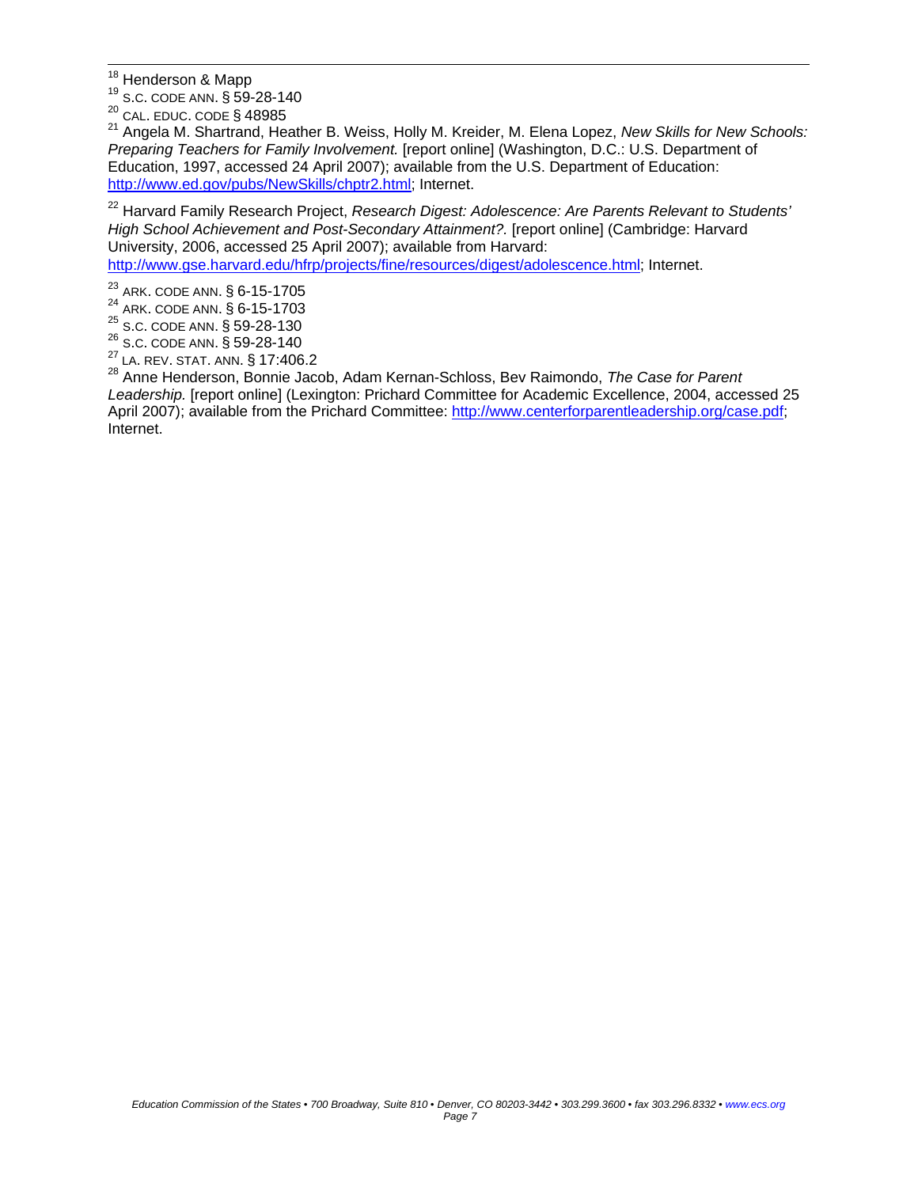[18] Henderson & Mapp

[19] S.C. CODE ANN. § 59-28-140

[20] CAL. EDUC. CODE § 48985

[21] Angela M. Shartrand, Heather B. Weiss, Holly M. Kreider, M. Elena Lopez, *New Skills for New Schools: Preparing Teachers for Family Involvement.* [report online] (Washington, D.C.: U.S. Department of Education, 1997, accessed 24 April 2007); available from the U.S. Department of Education: http://www.ed.gov/pubs/NewSkills/chptr2.html; Internet.

[22] Harvard Family Research Project, *Research Digest: Adolescence: Are Parents Relevant to Students' High School Achievement and Post-Secondary Attainment?.* [report online] (Cambridge: Harvard University, 2006, accessed 25 April 2007); available from Harvard: http://www.gse.harvard.edu/hfrp/projects/fine/resources/digest/adolescence.html; Internet.

[23] ARK. CODE ANN. § 6-15-1705

[24] ARK. CODE ANN. § 6-15-1703

[25] S.C. CODE ANN. § 59-28-130

[26] S.C. CODE ANN. § 59-28-140

[27] LA. REV. STAT. ANN. § 17:406.2

[28] Anne Henderson, Bonnie Jacob, Adam Kernan-Schloss, Bev Raimondo, *The Case for Parent Leadership.* [report online] (Lexington: Prichard Committee for Academic Excellence, 2004, accessed 25 April 2007); available from the Prichard Committee: http://www.centerforparentleadership.org/case.pdf; Internet.